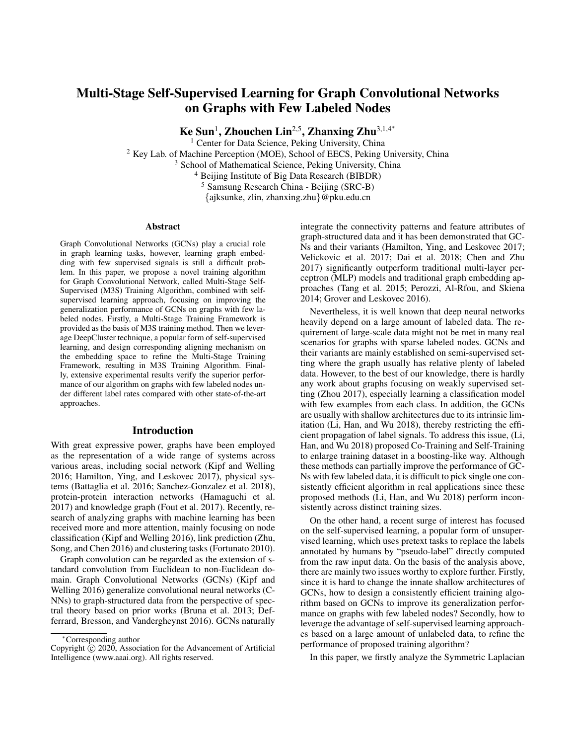# Multi-Stage Self-Supervised Learning for Graph Convolutional Networks on Graphs with Few Labeled Nodes

**Ke Sun**[1], **Zhouchen Lin**[2,5], **Zhanxing Zhu**[3,1,4*]

[1] Center for Data Science, Peking University, China
[2] Key Lab. of Machine Perception (MOE), School of EECS, Peking University, China
[3] School of Mathematical Science, Peking University, China
[4] Beijing Institute of Big Data Research (BIBDR)
[5] Samsung Research China - Beijing (SRC-B)
{ajksunke, zlin, zhanxing.zhu}@pku.edu.cn

## Abstract

Graph Convolutional Networks (GCNs) play a crucial role in graph learning tasks, however, learning graph embedding with few supervised signals is still a difficult problem. In this paper, we propose a novel training algorithm for Graph Convolutional Network, called Multi-Stage Self-Supervised (M3S) Training Algorithm, combined with self-supervised learning approach, focusing on improving the generalization performance of GCNs on graphs with few labeled nodes. Firstly, a Multi-Stage Training Framework is provided as the basis of M3S training method. Then we leverage DeepCluster technique, a popular form of self-supervised learning, and design corresponding aligning mechanism on the embedding space to refine the Multi-Stage Training Framework, resulting in M3S Training Algorithm. Finally, extensive experimental results verify the superior performance of our algorithm on graphs with few labeled nodes under different label rates compared with other state-of-the-art approaches.

## Introduction

With great expressive power, graphs have been employed as the representation of a wide range of systems across various areas, including social network (Kipf and Welling 2016; Hamilton, Ying, and Leskovec 2017), physical systems (Battaglia et al. 2016; Sanchez-Gonzalez et al. 2018), protein-protein interaction networks (Hamaguchi et al. 2017) and knowledge graph (Fout et al. 2017). Recently, research of analyzing graphs with machine learning has been received more and more attention, mainly focusing on node classification (Kipf and Welling 2016), link prediction (Zhu, Song, and Chen 2016) and clustering tasks (Fortunato 2010).

Graph convolution can be regarded as the extension of standard convolution from Euclidean to non-Euclidean domain. Graph Convolutional Networks (GCNs) (Kipf and Welling 2016) generalize convolutional neural networks (CNNs) to graph-structured data from the perspective of spectral theory based on prior works (Bruna et al. 2013; Defferrard, Bresson, and Vandergheynst 2016). GCNs naturally integrate the connectivity patterns and feature attributes of graph-structured data and it has been demonstrated that GCNs and their variants (Hamilton, Ying, and Leskovec 2017; Velickovic et al. 2017; Dai et al. 2018; Chen and Zhu 2017) significantly outperform traditional multi-layer perceptron (MLP) models and traditional graph embedding approaches (Tang et al. 2015; Perozzi, Al-Rfou, and Skiena 2014; Grover and Leskovec 2016).

Nevertheless, it is well known that deep neural networks heavily depend on a large amount of labeled data. The requirement of large-scale data might not be met in many real scenarios for graphs with sparse labeled nodes. GCNs and their variants are mainly established on semi-supervised setting where the graph usually has relative plenty of labeled data. However, to the best of our knowledge, there is hardly any work about graphs focusing on weakly supervised setting (Zhou 2017), especially learning a classification model with few examples from each class. In addition, the GCNs are usually with shallow architectures due to its intrinsic limitation (Li, Han, and Wu 2018), thereby restricting the efficient propagation of label signals. To address this issue, (Li, Han, and Wu 2018) proposed Co-Training and Self-Training to enlarge training dataset in a boosting-like way. Although these methods can partially improve the performance of GCNs with few labeled data, it is difficult to pick single one consistently efficient algorithm in real applications since these proposed methods (Li, Han, and Wu 2018) perform inconsistently across distinct training sizes.

On the other hand, a recent surge of interest has focused on the self-supervised learning, a popular form of unsupervised learning, which uses pretext tasks to replace the labels annotated by humans by "pseudo-label" directly computed from the raw input data. On the basis of the analysis above, there are mainly two issues worthy to explore further. Firstly, since it is hard to change the innate shallow architectures of GCNs, how to design a consistently efficient training algorithm based on GCNs to improve its generalization performance on graphs with few labeled nodes? Secondly, how to leverage the advantage of self-supervised learning approaches based on a large amount of unlabeled data, to refine the performance of proposed training algorithm?

In this paper, we firstly analyze the Symmetric Laplacian

*Corresponding author

Copyright © 2020, Association for the Advancement of Artificial Intelligence (www.aaai.org). All rights reserved.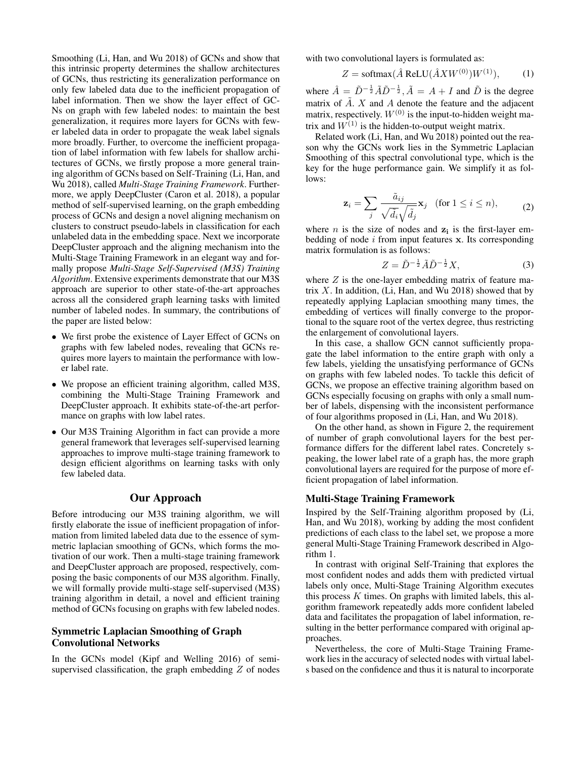Smoothing (Li, Han, and Wu 2018) of GCNs and show that this intrinsic property determines the shallow architectures of GCNs, thus restricting its generalization performance on only few labeled data due to the inefficient propagation of label information. Then we show the layer effect of GCNs on graph with few labeled nodes: to maintain the best generalization, it requires more layers for GCNs with fewer labeled data in order to propagate the weak label signals more broadly. Further, to overcome the inefficient propagation of label information with few labels for shallow architectures of GCNs, we firstly propose a more general training algorithm of GCNs based on Self-Training (Li, Han, and Wu 2018), called *Multi-Stage Training Framework*. Furthermore, we apply DeepCluster (Caron et al. 2018), a popular method of self-supervised learning, on the graph embedding process of GCNs and design a novel aligning mechanism on clusters to construct pseudo-labels in classification for each unlabeled data in the embedding space. Next we incorporate DeepCluster approach and the aligning mechanism into the Multi-Stage Training Framework in an elegant way and formally propose *Multi-Stage Self-Supervised (M3S) Training Algorithm*. Extensive experiments demonstrate that our M3S approach are superior to other state-of-the-art approaches across all the considered graph learning tasks with limited number of labeled nodes. In summary, the contributions of the paper are listed below:

- We first probe the existence of Layer Effect of GCNs on graphs with few labeled nodes, revealing that GCNs requires more layers to maintain the performance with lower label rate.
- We propose an efficient training algorithm, called M3S, combining the Multi-Stage Training Framework and DeepCluster approach. It exhibits state-of-the-art performance on graphs with low label rates.
- Our M3S Training Algorithm in fact can provide a more general framework that leverages self-supervised learning approaches to improve multi-stage training framework to design efficient algorithms on learning tasks with only few labeled data.

## Our Approach

Before introducing our M3S training algorithm, we will firstly elaborate the issue of inefficient propagation of information from limited labeled data due to the essence of symmetric laplacian smoothing of GCNs, which forms the motivation of our work. Then a multi-stage training framework and DeepCluster approach are proposed, respectively, composing the basic components of our M3S algorithm. Finally, we will formally provide multi-stage self-supervised (M3S) training algorithm in detail, a novel and efficient training method of GCNs focusing on graphs with few labeled nodes.

### Symmetric Laplacian Smoothing of Graph Convolutional Networks

In the GCNs model (Kipf and Welling 2016) of semi-supervised classification, the graph embedding $Z$ of nodes with two convolutional layers is formulated as:

$$Z = \text{softmax}(\hat{A}\ \text{ReLU}(\hat{A}XW^{(0)})W^{(1)}), \tag{1}$$

where $\hat{A} = \tilde{D}^{-\frac{1}{2}}\tilde{A}\tilde{D}^{-\frac{1}{2}}, \tilde{A} = A + I$ and $\tilde{D}$ is the degree matrix of $\tilde{A}$. $X$ and $A$ denote the feature and the adjacent matrix, respectively. $W^{(0)}$ is the input-to-hidden weight matrix and $W^{(1)}$ is the hidden-to-output weight matrix.

Related work (Li, Han, and Wu 2018) pointed out the reason why the GCNs work lies in the Symmetric Laplacian Smoothing of this spectral convolutional type, which is the key for the huge performance gain. We simplify it as follows:

$$\mathbf{z}_i = \sum_j \frac{\tilde{a}_{ij}}{\sqrt{\tilde{d}_i}\sqrt{\tilde{d}_j}}\mathbf{x}_j \quad (\text{for } 1 \le i \le n), \tag{2}$$

where $n$ is the size of nodes and $\mathbf{z_i}$ is the first-layer embedding of node $i$ from input features $\mathbf{x}$. Its corresponding matrix formulation is as follows:

$$Z = \tilde{D}^{-\frac{1}{2}}\tilde{A}\tilde{D}^{-\frac{1}{2}}X, \tag{3}$$

where $Z$ is the one-layer embedding matrix of feature matrix $X$. In addition, (Li, Han, and Wu 2018) showed that by repeatedly applying Laplacian smoothing many times, the embedding of vertices will finally converge to the proportional to the square root of the vertex degree, thus restricting the enlargement of convolutional layers.

In this case, a shallow GCN cannot sufficiently propagate the label information to the entire graph with only a few labels, yielding the unsatisfying performance of GCNs on graphs with few labeled nodes. To tackle this deficit of GCNs, we propose an effective training algorithm based on GCNs especially focusing on graphs with only a small number of labels, dispensing with the inconsistent performance of four algorithms proposed in (Li, Han, and Wu 2018).

On the other hand, as shown in Figure 2, the requirement of number of graph convolutional layers for the best performance differs for the different label rates. Concretely speaking, the lower label rate of a graph has, the more graph convolutional layers are required for the purpose of more efficient propagation of label information.

### Multi-Stage Training Framework

Inspired by the Self-Training algorithm proposed by (Li, Han, and Wu 2018), working by adding the most confident predictions of each class to the label set, we propose a more general Multi-Stage Training Framework described in Algorithm 1.

In contrast with original Self-Training that explores the most confident nodes and adds them with predicted virtual labels only once, Multi-Stage Training Algorithm executes this process $K$ times. On graphs with limited labels, this algorithm framework repeatedly adds more confident labeled data and facilitates the propagation of label information, resulting in the better performance compared with original approaches.

Nevertheless, the core of Multi-Stage Training Framework lies in the accuracy of selected nodes with virtual labels based on the confidence and thus it is natural to incorporate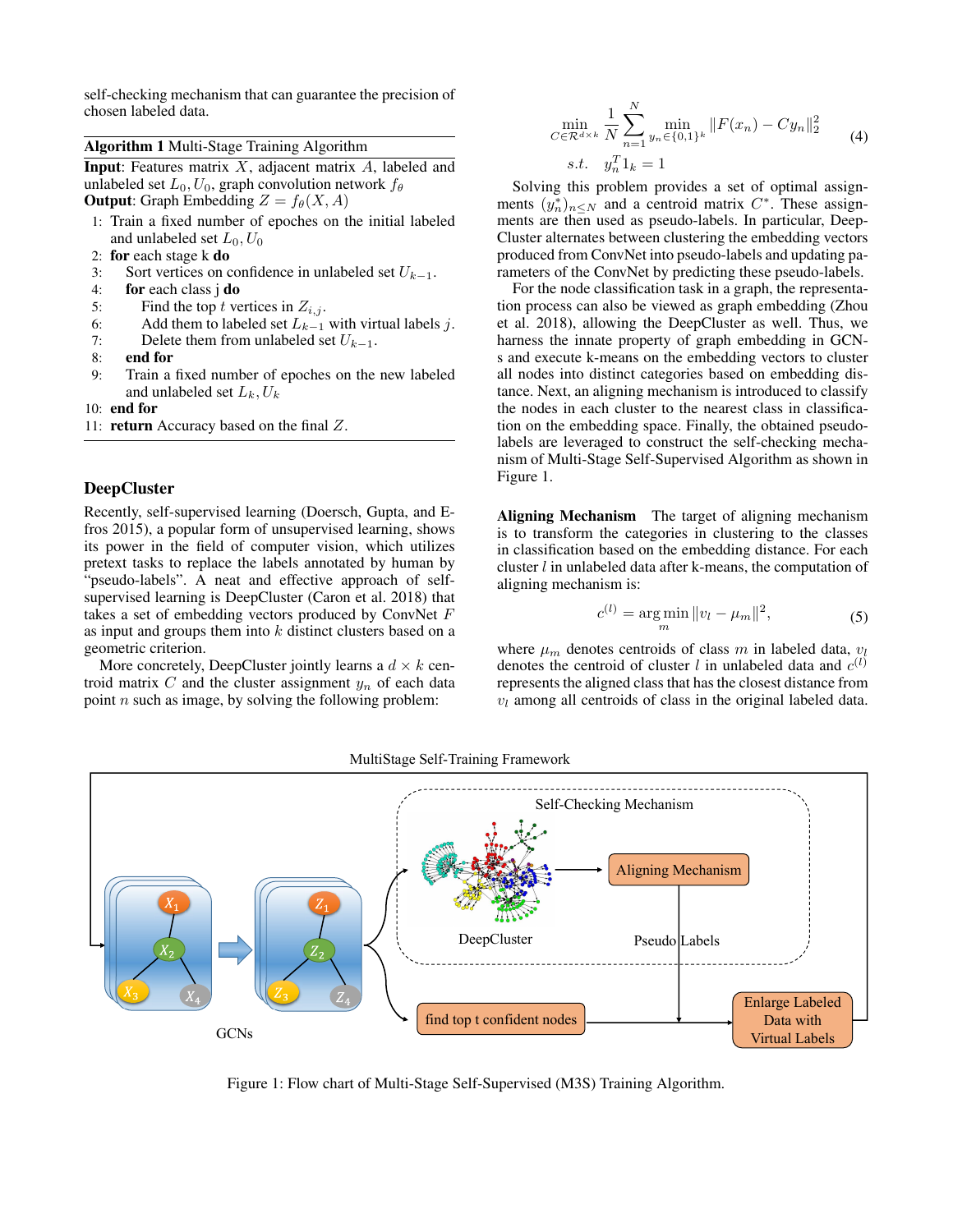self-checking mechanism that can guarantee the precision of chosen labeled data.

**Algorithm 1** Multi-Stage Training Algorithm

**Input**: Features matrix $X$, adjacent matrix $A$, labeled and unlabeled set $L_0, U_0$, graph convolution network $f_\theta$
**Output**: Graph Embedding $Z = f_\theta(X, A)$

1: Train a fixed number of epoches on the initial labeled and unlabeled set $L_0, U_0$
2: **for** each stage k **do**
3: Sort vertices on confidence in unlabeled set $U_{k-1}$.
4: **for** each class j **do**
5: Find the top $t$ vertices in $Z_{i,j}$.
6: Add them to labeled set $L_{k-1}$ with virtual labels $j$.
7: Delete them from unlabeled set $U_{k-1}$.
8: **end for**
9: Train a fixed number of epoches on the new labeled and unlabeled set $L_k, U_k$
10: **end for**
11: **return** Accuracy based on the final $Z$.

### DeepCluster

Recently, self-supervised learning (Doersch, Gupta, and Efros 2015), a popular form of unsupervised learning, shows its power in the field of computer vision, which utilizes pretext tasks to replace the labels annotated by human by "pseudo-labels". A neat and effective approach of self-supervised learning is DeepCluster (Caron et al. 2018) that takes a set of embedding vectors produced by ConvNet $F$ as input and groups them into $k$ distinct clusters based on a geometric criterion.

More concretely, DeepCluster jointly learns a $d \times k$ centroid matrix $C$ and the cluster assignment $y_n$ of each data point $n$ such as image, by solving the following problem:

$$\min_{C \in \mathcal{R}^{d \times k}} \frac{1}{N} \sum_{n=1}^{N} \min_{y_n \in \{0,1\}^k} \|F(x_n) - C y_n\|_2^2 \qquad (4)$$
$$s.t. \quad y_n^T 1_k = 1$$

Solving this problem provides a set of optimal assignments $(y_n^*)_{n \leq N}$ and a centroid matrix $C^*$. These assignments are then used as pseudo-labels. In particular, DeepCluster alternates between clustering the embedding vectors produced from ConvNet into pseudo-labels and updating parameters of the ConvNet by predicting these pseudo-labels.

For the node classification task in a graph, the representation process can also be viewed as graph embedding (Zhou et al. 2018), allowing the DeepCluster as well. Thus, we harness the innate property of graph embedding in GCNs and execute k-means on the embedding vectors to cluster all nodes into distinct categories based on embedding distance. Next, an aligning mechanism is introduced to classify the nodes in each cluster to the nearest class in classification on the embedding space. Finally, the obtained pseudo-labels are leveraged to construct the self-checking mechanism of Multi-Stage Self-Supervised Algorithm as shown in Figure 1.

**Aligning Mechanism** The target of aligning mechanism is to transform the categories in clustering to the classes in classification based on the embedding distance. For each cluster $l$ in unlabeled data after k-means, the computation of aligning mechanism is:

$$c^{(l)} = \arg\min_m \|v_l - \mu_m\|^2, \qquad (5)$$

where $\mu_m$ denotes centroids of class $m$ in labeled data, $v_l$ denotes the centroid of cluster $l$ in unlabeled data and $c^{(l)}$ represents the aligned class that has the closest distance from $v_l$ among all centroids of class in the original labeled data.

Figure 1: Flow chart of Multi-Stage Self-Supervised (M3S) Training Algorithm.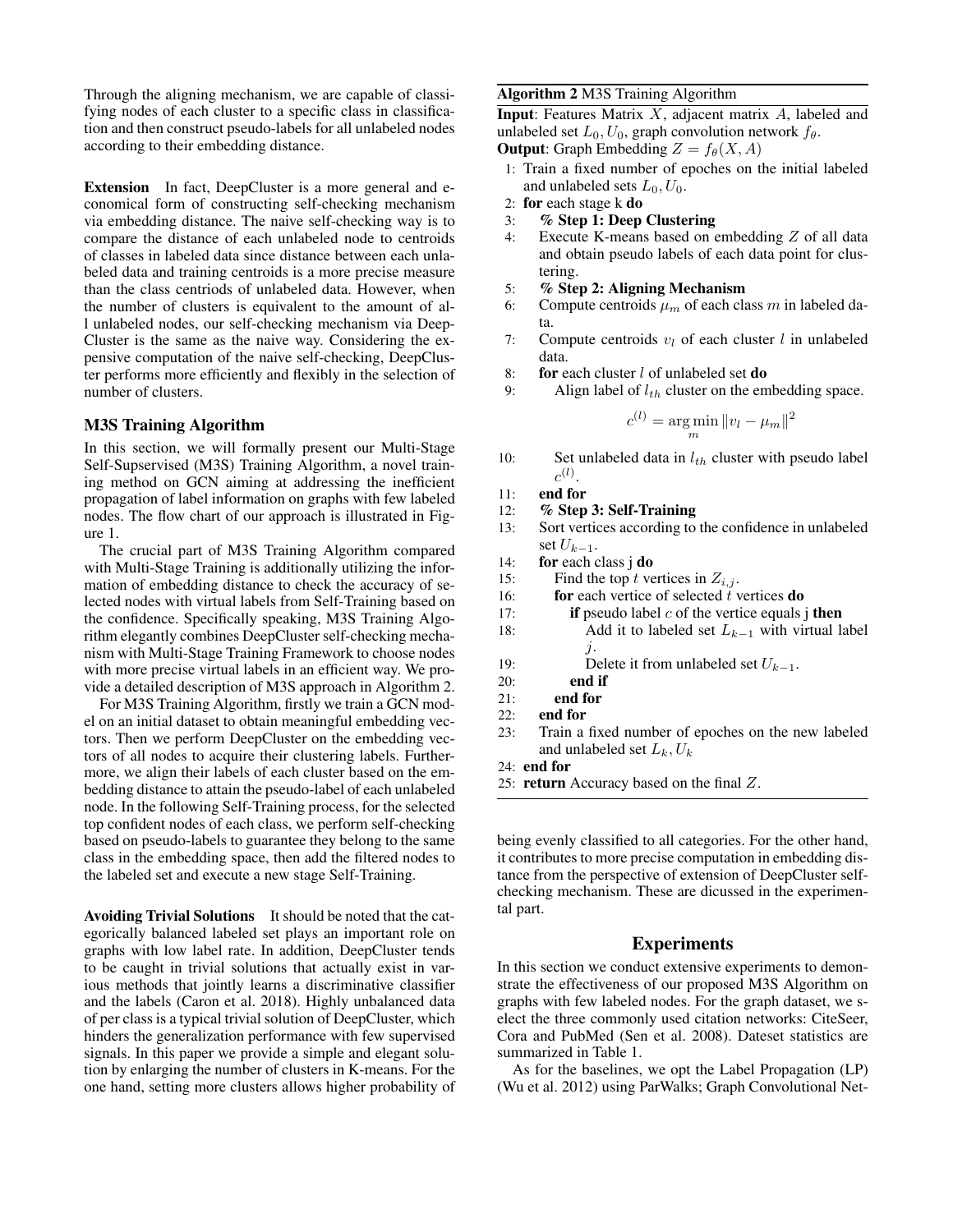Through the aligning mechanism, we are capable of classifying nodes of each cluster to a specific class in classification and then construct pseudo-labels for all unlabeled nodes according to their embedding distance.

**Extension** In fact, DeepCluster is a more general and economical form of constructing self-checking mechanism via embedding distance. The naive self-checking way is to compare the distance of each unlabeled node to centroids of classes in labeled data since distance between each unlabeled data and training centroids is a more precise measure than the class centriods of unlabeled data. However, when the number of clusters is equivalent to the amount of all unlabeled nodes, our self-checking mechanism via DeepCluster is the same as the naive way. Considering the expensive computation of the naive self-checking, DeepCluster performs more efficiently and flexibly in the selection of number of clusters.

## M3S Training Algorithm

In this section, we will formally present our Multi-Stage Self-Supervised (M3S) Training Algorithm, a novel training method on GCN aiming at addressing the inefficient propagation of label information on graphs with few labeled nodes. The flow chart of our approach is illustrated in Figure 1.

The crucial part of M3S Training Algorithm compared with Multi-Stage Training is additionally utilizing the information of embedding distance to check the accuracy of selected nodes with virtual labels from Self-Training based on the confidence. Specifically speaking, M3S Training Algorithm elegantly combines DeepCluster self-checking mechanism with Multi-Stage Training Framework to choose nodes with more precise virtual labels in an efficient way. We provide a detailed description of M3S approach in Algorithm 2.

For M3S Training Algorithm, firstly we train a GCN model on an initial dataset to obtain meaningful embedding vectors. Then we perform DeepCluster on the embedding vectors of all nodes to acquire their clustering labels. Furthermore, we align their labels of each cluster based on the embedding distance to attain the pseudo-label of each unlabeled node. In the following Self-Training process, for the selected top confident nodes of each class, we perform self-checking based on pseudo-labels to guarantee they belong to the same class in the embedding space, then add the filtered nodes to the labeled set and execute a new stage Self-Training.

**Avoiding Trivial Solutions** It should be noted that the categorically balanced labeled set plays an important role on graphs with low label rate. In addition, DeepCluster tends to be caught in trivial solutions that actually exist in various methods that jointly learns a discriminative classifier and the labels (Caron et al. 2018). Highly unbalanced data of per class is a typical trivial solution of DeepCluster, which hinders the generalization performance with few supervised signals. In this paper we provide a simple and elegant solution by enlarging the number of clusters in K-means. For the one hand, setting more clusters allows higher probability of being evenly classified to all categories. For the other hand, it contributes to more precise computation in embedding distance from the perspective of extension of DeepCluster self-checking mechanism. These are dicussed in the experimental part.

**Algorithm 2** M3S Training Algorithm

**Input**: Features Matrix $X$, adjacent matrix $A$, labeled and unlabeled set $L_0, U_0$, graph convolution network $f_\theta$.
**Output**: Graph Embedding $Z = f_\theta(X, A)$

1: Train a fixed number of epoches on the initial labeled and unlabeled sets $L_0, U_0$.
2: **for** each stage k **do**
3: &nbsp;&nbsp;**% Step 1: Deep Clustering**
4: &nbsp;&nbsp;Execute K-means based on embedding $Z$ of all data and obtain pseudo labels of each data point for clustering.
5: &nbsp;&nbsp;**% Step 2: Aligning Mechanism**
6: &nbsp;&nbsp;Compute centroids $\mu_m$ of each class $m$ in labeled data.
7: &nbsp;&nbsp;Compute centroids $v_l$ of each cluster $l$ in unlabeled data.
8: &nbsp;&nbsp;**for** each cluster $l$ of unlabeled set **do**
9: &nbsp;&nbsp;&nbsp;&nbsp;Align label of $l_{th}$ cluster on the embedding space.
$$c^{(l)} = \arg\min_m \|v_l - \mu_m\|^2$$
10: &nbsp;&nbsp;&nbsp;&nbsp;Set unlabeled data in $l_{th}$ cluster with pseudo label $c^{(l)}$.
11: &nbsp;&nbsp;**end for**
12: &nbsp;&nbsp;**% Step 3: Self-Training**
13: &nbsp;&nbsp;Sort vertices according to the confidence in unlabeled set $U_{k-1}$.
14: &nbsp;&nbsp;**for** each class j **do**
15: &nbsp;&nbsp;&nbsp;&nbsp;Find the top $t$ vertices in $Z_{i,j}$.
16: &nbsp;&nbsp;&nbsp;&nbsp;**for** each vertice of selected $t$ vertices **do**
17: &nbsp;&nbsp;&nbsp;&nbsp;&nbsp;&nbsp;**if** pseudo label $c$ of the vertice equals j **then**
18: &nbsp;&nbsp;&nbsp;&nbsp;&nbsp;&nbsp;&nbsp;&nbsp;Add it to labeled set $L_{k-1}$ with virtual label $j$.
19: &nbsp;&nbsp;&nbsp;&nbsp;&nbsp;&nbsp;&nbsp;&nbsp;Delete it from unlabeled set $U_{k-1}$.
20: &nbsp;&nbsp;&nbsp;&nbsp;&nbsp;&nbsp;**end if**
21: &nbsp;&nbsp;&nbsp;&nbsp;**end for**
22: &nbsp;&nbsp;**end for**
23: &nbsp;&nbsp;Train a fixed number of epoches on the new labeled and unlabeled set $L_k, U_k$
24: **end for**
25: **return** Accuracy based on the final $Z$.

# Experiments

In this section we conduct extensive experiments to demonstrate the effectiveness of our proposed M3S Algorithm on graphs with few labeled nodes. For the graph dataset, we select the three commonly used citation networks: CiteSeer, Cora and PubMed (Sen et al. 2008). Dateset statistics are summarized in Table 1.

As for the baselines, we opt the Label Propagation (LP) (Wu et al. 2012) using ParWalks; Graph Convolutional Net-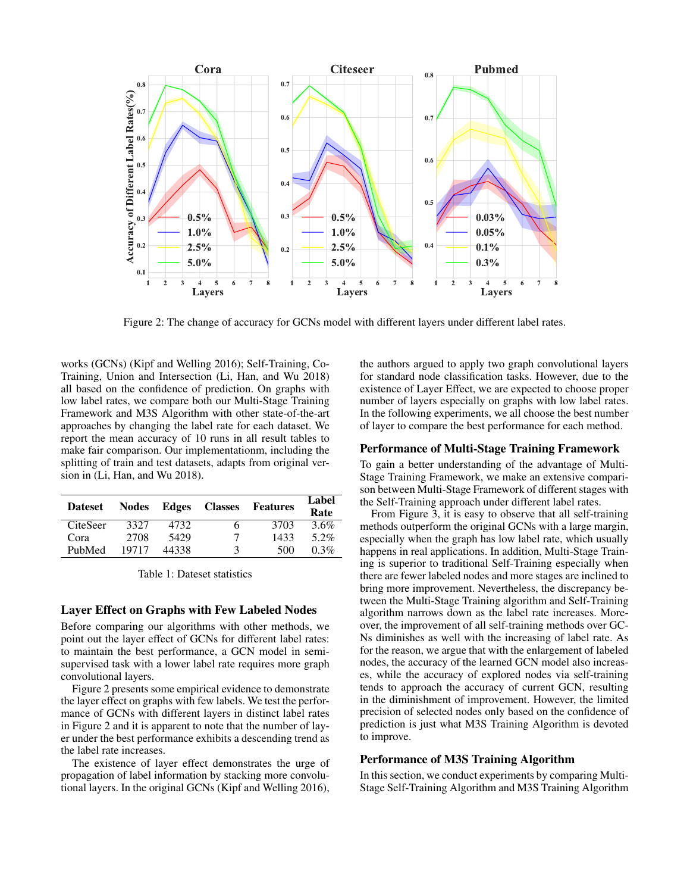Figure 2: The change of accuracy for GCNs model with different layers under different label rates.

works (GCNs) (Kipf and Welling 2016); Self-Training, Co-Training, Union and Intersection (Li, Han, and Wu 2018) all based on the confidence of prediction. On graphs with low label rates, we compare both our Multi-Stage Training Framework and M3S Algorithm with other state-of-the-art approaches by changing the label rate for each dataset. We report the mean accuracy of 10 runs in all result tables to make fair comparison. Our implementationm, including the splitting of train and test datasets, adapts from original version in (Li, Han, and Wu 2018).

| Dateset | Nodes | Edges | Classes | Features | Label Rate |
|---|---|---|---|---|---|
| CiteSeer | 3327 | 4732 | 6 | 3703 | 3.6% |
| Cora | 2708 | 5429 | 7 | 1433 | 5.2% |
| PubMed | 19717 | 44338 | 3 | 500 | 0.3% |

Table 1: Dateset statistics

## Layer Effect on Graphs with Few Labeled Nodes

Before comparing our algorithms with other methods, we point out the layer effect of GCNs for different label rates: to maintain the best performance, a GCN model in semi-supervised task with a lower label rate requires more graph convolutional layers.

Figure 2 presents some empirical evidence to demonstrate the layer effect on graphs with few labels. We test the performance of GCNs with different layers in distinct label rates in Figure 2 and it is apparent to note that the number of layer under the best performance exhibits a descending trend as the label rate increases.

The existence of layer effect demonstrates the urge of propagation of label information by stacking more convolutional layers. In the original GCNs (Kipf and Welling 2016), the authors argued to apply two graph convolutional layers for standard node classification tasks. However, due to the existence of Layer Effect, we are expected to choose proper number of layers especially on graphs with low label rates. In the following experiments, we all choose the best number of layer to compare the best performance for each method.

## Performance of Multi-Stage Training Framework

To gain a better understanding of the advantage of Multi-Stage Training Framework, we make an extensive comparison between Multi-Stage Framework of different stages with the Self-Training approach under different label rates.

From Figure 3, it is easy to observe that all self-training methods outperform the original GCNs with a large margin, especially when the graph has low label rate, which usually happens in real applications. In addition, Multi-Stage Training is superior to traditional Self-Training especially when there are fewer labeled nodes and more stages are inclined to bring more improvement. Nevertheless, the discrepancy between the Multi-Stage Training algorithm and Self-Training algorithm narrows down as the label rate increases. Moreover, the improvement of all self-training methods over GCNs diminishes as well with the increasing of label rate. As for the reason, we argue that with the enlargement of labeled nodes, the accuracy of the learned GCN model also increases, while the accuracy of explored nodes via self-training tends to approach the accuracy of current GCN, resulting in the diminishment of improvement. However, the limited precision of selected nodes only based on the confidence of prediction is just what M3S Training Algorithm is devoted to improve.

## Performance of M3S Training Algorithm

In this section, we conduct experiments by comparing Multi-Stage Self-Training Algorithm and M3S Training Algorithm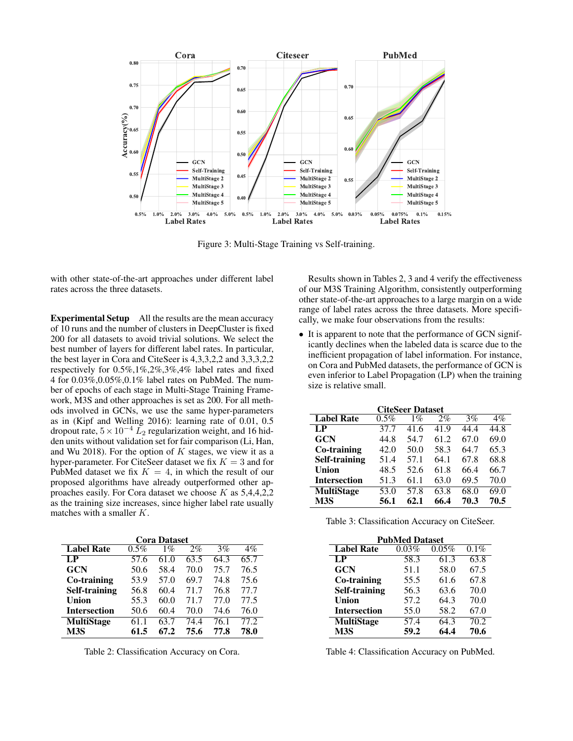Figure 3: Multi-Stage Training vs Self-training.

with other state-of-the-art approaches under different label rates across the three datasets.

**Experimental Setup** All the results are the mean accuracy of 10 runs and the number of clusters in DeepCluster is fixed 200 for all datasets to avoid trivial solutions. We select the best number of layers for different label rates. In particular, the best layer in Cora and CiteSeer is 4,3,3,2,2 and 3,3,3,2,2 respectively for 0.5%,1%,2%,3%,4% label rates and fixed 4 for 0.03%,0.05%,0.1% label rates on PubMed. The number of epochs of each stage in Multi-Stage Training Framework, M3S and other approaches is set as 200. For all methods involved in GCNs, we use the same hyper-parameters as in (Kipf and Welling 2016): learning rate of 0.01, 0.5 dropout rate, $5 \times 10^{-4}$ $L_2$ regularization weight, and 16 hidden units without validation set for fair comparison (Li, Han, and Wu 2018). For the option of $K$ stages, we view it as a hyper-parameter. For CiteSeer dataset we fix $K = 3$ and for PubMed dataset we fix $K = 4$, in which the result of our proposed algorithms have already outperformed other approaches easily. For Cora dataset we choose $K$ as 5,4,4,2,2 as the training size increases, since higher label rate usually matches with a smaller $K$.

| Label Rate | 0.5% | 1% | 2% | 3% | 4% |
|---|---|---|---|---|---|
| **LP** | 57.6 | 61.0 | 63.5 | 64.3 | 65.7 |
| **GCN** | 50.6 | 58.4 | 70.0 | 75.7 | 76.5 |
| **Co-training** | 53.9 | 57.0 | 69.7 | 74.8 | 75.6 |
| **Self-training** | 56.8 | 60.4 | 71.7 | 76.8 | 77.7 |
| **Union** | 55.3 | 60.0 | 71.7 | 77.0 | 77.5 |
| **Intersection** | 50.6 | 60.4 | 70.0 | 74.6 | 76.0 |
| **MultiStage** | 61.1 | 63.7 | 74.4 | 76.1 | 77.2 |
| **M3S** | **61.5** | **67.2** | **75.6** | **77.8** | **78.0** |

Table 2: Classification Accuracy on Cora.

Results shown in Tables 2, 3 and 4 verify the effectiveness of our M3S Training Algorithm, consistently outperforming other state-of-the-art approaches to a large margin on a wide range of label rates across the three datasets. More specifically, we make four observations from the results:

- It is apparent to note that the performance of GCN significantly declines when the labeled data is scarce due to the inefficient propagation of label information. For instance, on Cora and PubMed datasets, the performance of GCN is even inferior to Label Propagation (LP) when the training size is relative small.

| Label Rate | 0.5% | 1% | 2% | 3% | 4% |
|---|---|---|---|---|---|
| **LP** | 37.7 | 41.6 | 41.9 | 44.4 | 44.8 |
| **GCN** | 44.8 | 54.7 | 61.2 | 67.0 | 69.0 |
| **Co-training** | 42.0 | 50.0 | 58.3 | 64.7 | 65.3 |
| **Self-training** | 51.4 | 57.1 | 64.1 | 67.8 | 68.8 |
| **Union** | 48.5 | 52.6 | 61.8 | 66.4 | 66.7 |
| **Intersection** | 51.3 | 61.1 | 63.0 | 69.5 | 70.0 |
| **MultiStage** | 53.0 | 57.8 | 63.8 | 68.0 | 69.0 |
| **M3S** | **56.1** | **62.1** | **66.4** | **70.3** | **70.5** |

Table 3: Classification Accuracy on CiteSeer.

| Label Rate | 0.03% | 0.05% | 0.1% |
|---|---|---|---|
| **LP** | 58.3 | 61.3 | 63.8 |
| **GCN** | 51.1 | 58.0 | 67.5 |
| **Co-training** | 55.5 | 61.6 | 67.8 |
| **Self-training** | 56.3 | 63.6 | 70.0 |
| **Union** | 57.2 | 64.3 | 70.0 |
| **Intersection** | 55.0 | 58.2 | 67.0 |
| **MultiStage** | 57.4 | 64.3 | 70.2 |
| **M3S** | **59.2** | **64.4** | **70.6** |

Table 4: Classification Accuracy on PubMed.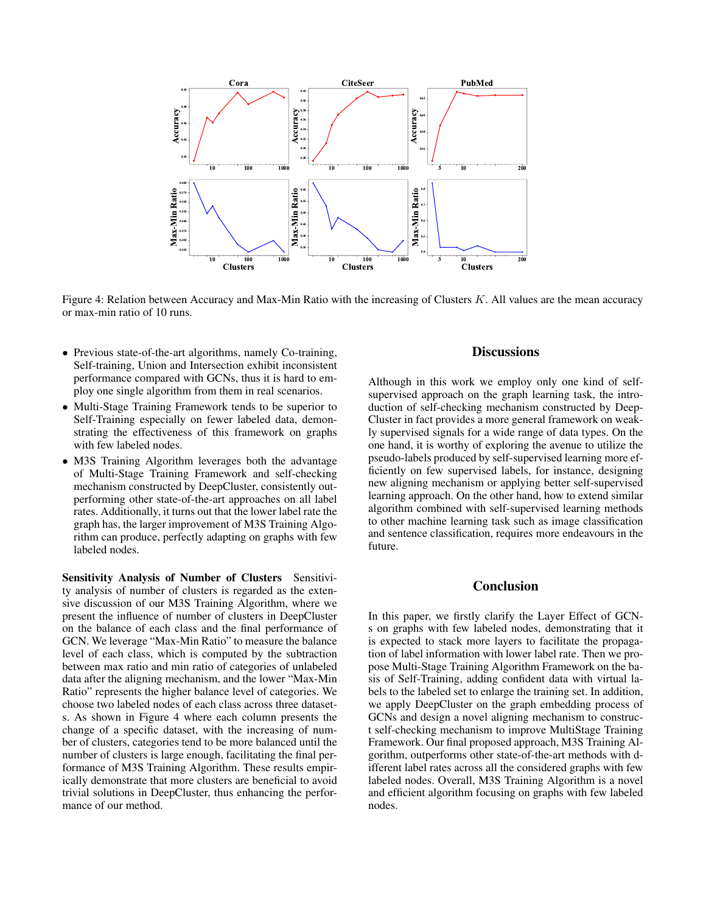Figure 4: Relation between Accuracy and Max-Min Ratio with the increasing of Clusters $K$. All values are the mean accuracy or max-min ratio of 10 runs.

- Previous state-of-the-art algorithms, namely Co-training, Self-training, Union and Intersection exhibit inconsistent performance compared with GCNs, thus it is hard to employ one single algorithm from them in real scenarios.
- Multi-Stage Training Framework tends to be superior to Self-Training especially on fewer labeled data, demonstrating the effectiveness of this framework on graphs with few labeled nodes.
- M3S Training Algorithm leverages both the advantage of Multi-Stage Training Framework and self-checking mechanism constructed by DeepCluster, consistently outperforming other state-of-the-art approaches on all label rates. Additionally, it turns out that the lower label rate the graph has, the larger improvement of M3S Training Algorithm can produce, perfectly adapting on graphs with few labeled nodes.

**Sensitivity Analysis of Number of Clusters** Sensitivity analysis of number of clusters is regarded as the extensive discussion of our M3S Training Algorithm, where we present the influence of number of clusters in DeepCluster on the balance of each class and the final performance of GCN. We leverage "Max-Min Ratio" to measure the balance level of each class, which is computed by the subtraction between max ratio and min ratio of categories of unlabeled data after the aligning mechanism, and the lower "Max-Min Ratio" represents the higher balance level of categories. We choose two labeled nodes of each class across three datasets. As shown in Figure 4 where each column presents the change of a specific dataset, with the increasing of number of clusters, categories tend to be more balanced until the number of clusters is large enough, facilitating the final performance of M3S Training Algorithm. These results empirically demonstrate that more clusters are beneficial to avoid trivial solutions in DeepCluster, thus enhancing the performance of our method.

## Discussions

Although in this work we employ only one kind of self-supervised approach on the graph learning task, the introduction of self-checking mechanism constructed by DeepCluster in fact provides a more general framework on weakly supervised signals for a wide range of data types. On the one hand, it is worthy of exploring the avenue to utilize the pseudo-labels produced by self-supervised learning more efficiently on few supervised labels, for instance, designing new aligning mechanism or applying better self-supervised learning approach. On the other hand, how to extend similar algorithm combined with self-supervised learning methods to other machine learning task such as image classification and sentence classification, requires more endeavours in the future.

## Conclusion

In this paper, we firstly clarify the Layer Effect of GCNs on graphs with few labeled nodes, demonstrating that it is expected to stack more layers to facilitate the propagation of label information with lower label rate. Then we propose Multi-Stage Training Algorithm Framework on the basis of Self-Training, adding confident data with virtual labels to the labeled set to enlarge the training set. In addition, we apply DeepCluster on the graph embedding process of GCNs and design a novel aligning mechanism to construct self-checking mechanism to improve MultiStage Training Framework. Our final proposed approach, M3S Training Algorithm, outperforms other state-of-the-art methods with different label rates across all the considered graphs with few labeled nodes. Overall, M3S Training Algorithm is a novel and efficient algorithm focusing on graphs with few labeled nodes.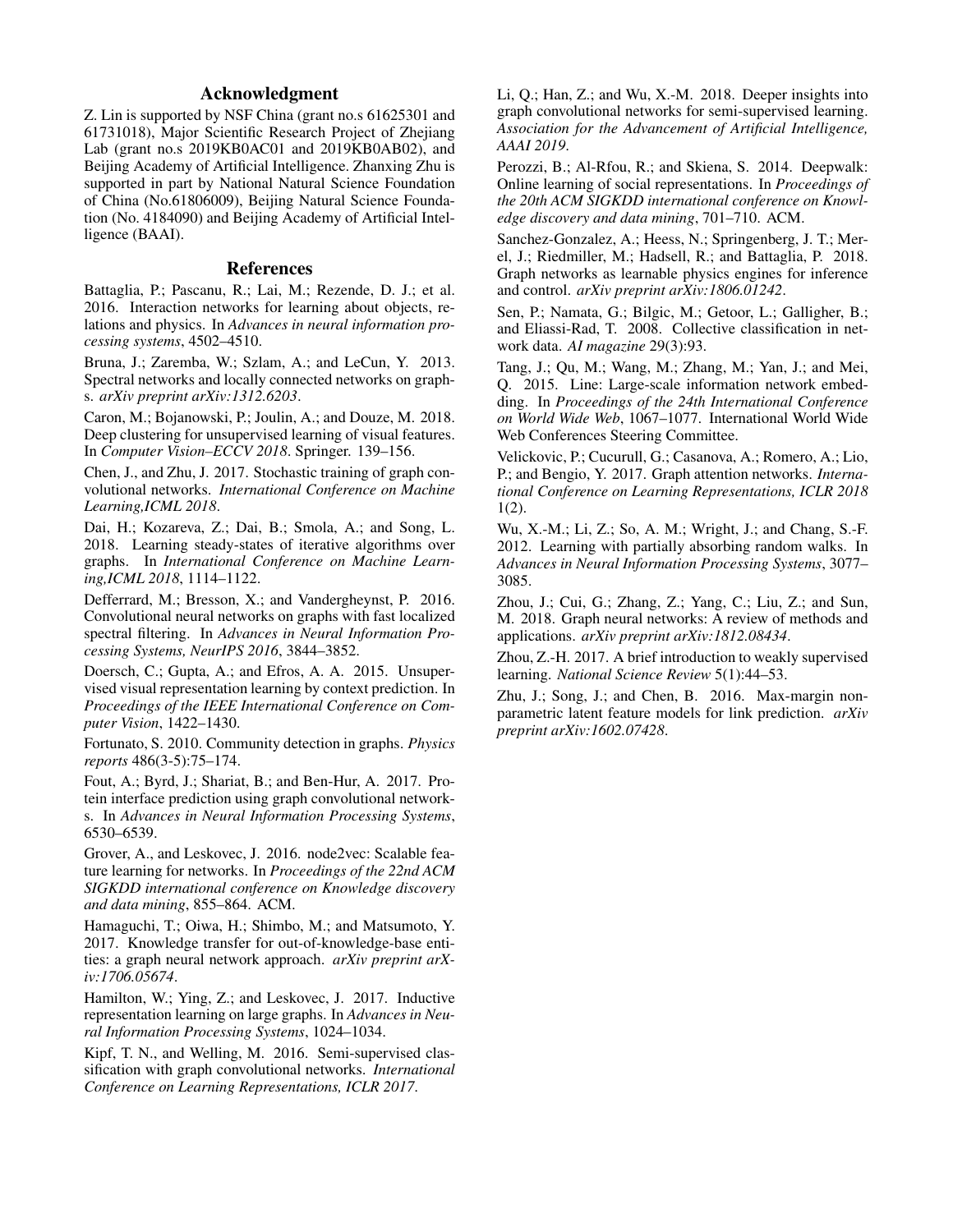## Acknowledgment

Z. Lin is supported by NSF China (grant no.s 61625301 and 61731018), Major Scientific Research Project of Zhejiang Lab (grant no.s 2019KB0AC01 and 2019KB0AB02), and Beijing Academy of Artificial Intelligence. Zhanxing Zhu is supported in part by National Natural Science Foundation of China (No.61806009), Beijing Natural Science Foundation (No. 4184090) and Beijing Academy of Artificial Intelligence (BAAI).

## References

Battaglia, P.; Pascanu, R.; Lai, M.; Rezende, D. J.; et al. 2016. Interaction networks for learning about objects, relations and physics. In *Advances in neural information processing systems*, 4502–4510.

Bruna, J.; Zaremba, W.; Szlam, A.; and LeCun, Y. 2013. Spectral networks and locally connected networks on graphs. *arXiv preprint arXiv:1312.6203*.

Caron, M.; Bojanowski, P.; Joulin, A.; and Douze, M. 2018. Deep clustering for unsupervised learning of visual features. In *Computer Vision–ECCV 2018*. Springer. 139–156.

Chen, J., and Zhu, J. 2017. Stochastic training of graph convolutional networks. *International Conference on Machine Learning,ICML 2018*.

Dai, H.; Kozareva, Z.; Dai, B.; Smola, A.; and Song, L. 2018. Learning steady-states of iterative algorithms over graphs. In *International Conference on Machine Learning,ICML 2018*, 1114–1122.

Defferrard, M.; Bresson, X.; and Vandergheynst, P. 2016. Convolutional neural networks on graphs with fast localized spectral filtering. In *Advances in Neural Information Processing Systems, NeurIPS 2016*, 3844–3852.

Doersch, C.; Gupta, A.; and Efros, A. A. 2015. Unsupervised visual representation learning by context prediction. In *Proceedings of the IEEE International Conference on Computer Vision*, 1422–1430.

Fortunato, S. 2010. Community detection in graphs. *Physics reports* 486(3-5):75–174.

Fout, A.; Byrd, J.; Shariat, B.; and Ben-Hur, A. 2017. Protein interface prediction using graph convolutional networks. In *Advances in Neural Information Processing Systems*, 6530–6539.

Grover, A., and Leskovec, J. 2016. node2vec: Scalable feature learning for networks. In *Proceedings of the 22nd ACM SIGKDD international conference on Knowledge discovery and data mining*, 855–864. ACM.

Hamaguchi, T.; Oiwa, H.; Shimbo, M.; and Matsumoto, Y. 2017. Knowledge transfer for out-of-knowledge-base entities: a graph neural network approach. *arXiv preprint arXiv:1706.05674*.

Hamilton, W.; Ying, Z.; and Leskovec, J. 2017. Inductive representation learning on large graphs. In *Advances in Neural Information Processing Systems*, 1024–1034.

Kipf, T. N., and Welling, M. 2016. Semi-supervised classification with graph convolutional networks. *International Conference on Learning Representations, ICLR 2017*.

Li, Q.; Han, Z.; and Wu, X.-M. 2018. Deeper insights into graph convolutional networks for semi-supervised learning. *Association for the Advancement of Artificial Intelligence, AAAI 2019*.

Perozzi, B.; Al-Rfou, R.; and Skiena, S. 2014. Deepwalk: Online learning of social representations. In *Proceedings of the 20th ACM SIGKDD international conference on Knowledge discovery and data mining*, 701–710. ACM.

Sanchez-Gonzalez, A.; Heess, N.; Springenberg, J. T.; Merel, J.; Riedmiller, M.; Hadsell, R.; and Battaglia, P. 2018. Graph networks as learnable physics engines for inference and control. *arXiv preprint arXiv:1806.01242*.

Sen, P.; Namata, G.; Bilgic, M.; Getoor, L.; Galligher, B.; and Eliassi-Rad, T. 2008. Collective classification in network data. *AI magazine* 29(3):93.

Tang, J.; Qu, M.; Wang, M.; Zhang, M.; Yan, J.; and Mei, Q. 2015. Line: Large-scale information network embedding. In *Proceedings of the 24th International Conference on World Wide Web*, 1067–1077. International World Wide Web Conferences Steering Committee.

Velickovic, P.; Cucurull, G.; Casanova, A.; Romero, A.; Lio, P.; and Bengio, Y. 2017. Graph attention networks. *International Conference on Learning Representations, ICLR 2018* 1(2).

Wu, X.-M.; Li, Z.; So, A. M.; Wright, J.; and Chang, S.-F. 2012. Learning with partially absorbing random walks. In *Advances in Neural Information Processing Systems*, 3077–3085.

Zhou, J.; Cui, G.; Zhang, Z.; Yang, C.; Liu, Z.; and Sun, M. 2018. Graph neural networks: A review of methods and applications. *arXiv preprint arXiv:1812.08434*.

Zhou, Z.-H. 2017. A brief introduction to weakly supervised learning. *National Science Review* 5(1):44–53.

Zhu, J.; Song, J.; and Chen, B. 2016. Max-margin nonparametric latent feature models for link prediction. *arXiv preprint arXiv:1602.07428*.